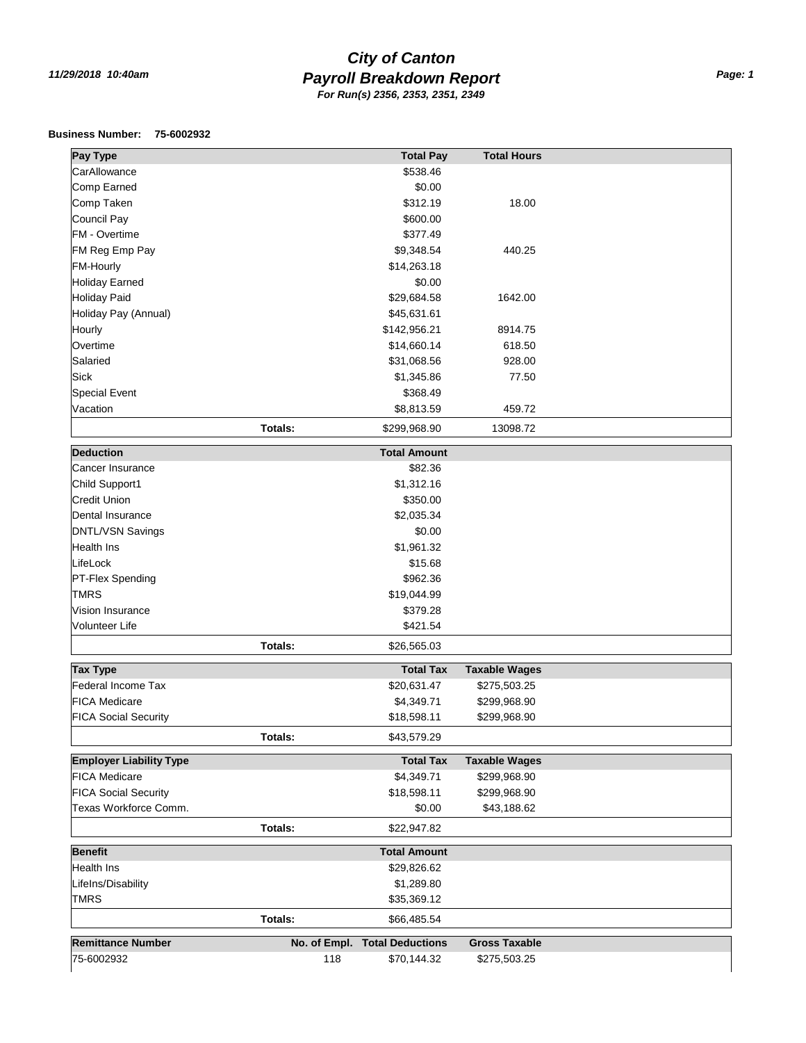# City of Canton
## Payroll Breakdown Report
**For Run(s) 2356, 2353, 2351, 2349**

11/29/2018 10:40am

**Business Number: 75-6002932**

| Pay Type | | Total Pay | Total Hours |
|---|---|---|---|
| CarAllowance | | $538.46 | |
| Comp Earned | | $0.00 | |
| Comp Taken | | $312.19 | 18.00 |
| Council Pay | | $600.00 | |
| FM - Overtime | | $377.49 | |
| FM Reg Emp Pay | | $9,348.54 | 440.25 |
| FM-Hourly | | $14,263.18 | |
| Holiday Earned | | $0.00 | |
| Holiday Paid | | $29,684.58 | 1642.00 |
| Holiday Pay (Annual) | | $45,631.61 | |
| Hourly | | $142,956.21 | 8914.75 |
| Overtime | | $14,660.14 | 618.50 |
| Salaried | | $31,068.56 | 928.00 |
| Sick | | $1,345.86 | 77.50 |
| Special Event | | $368.49 | |
| Vacation | | $8,813.59 | 459.72 |
| | **Totals:** | $299,968.90 | 13098.72 |

| Deduction | | Total Amount |
|---|---|---|
| Cancer Insurance | | $82.36 |
| Child Support1 | | $1,312.16 |
| Credit Union | | $350.00 |
| Dental Insurance | | $2,035.34 |
| DNTL/VSN Savings | | $0.00 |
| Health Ins | | $1,961.32 |
| LifeLock | | $15.68 |
| PT-Flex Spending | | $962.36 |
| TMRS | | $19,044.99 |
| Vision Insurance | | $379.28 |
| Volunteer Life | | $421.54 |
| | **Totals:** | $26,565.03 |

| Tax Type | | Total Tax | Taxable Wages |
|---|---|---|---|
| Federal Income Tax | | $20,631.47 | $275,503.25 |
| FICA Medicare | | $4,349.71 | $299,968.90 |
| FICA Social Security | | $18,598.11 | $299,968.90 |
| | **Totals:** | $43,579.29 | |

| Employer Liability Type | | Total Tax | Taxable Wages |
|---|---|---|---|
| FICA Medicare | | $4,349.71 | $299,968.90 |
| FICA Social Security | | $18,598.11 | $299,968.90 |
| Texas Workforce Comm. | | $0.00 | $43,188.62 |
| | **Totals:** | $22,947.82 | |

| Benefit | | Total Amount |
|---|---|---|
| Health Ins | | $29,826.62 |
| LifeIns/Disability | | $1,289.80 |
| TMRS | | $35,369.12 |
| | **Totals:** | $66,485.54 |

| Remittance Number | No. of Empl. | Total Deductions | Gross Taxable |
|---|---|---|---|
| 75-6002932 | 118 | $70,144.32 | $275,503.25 |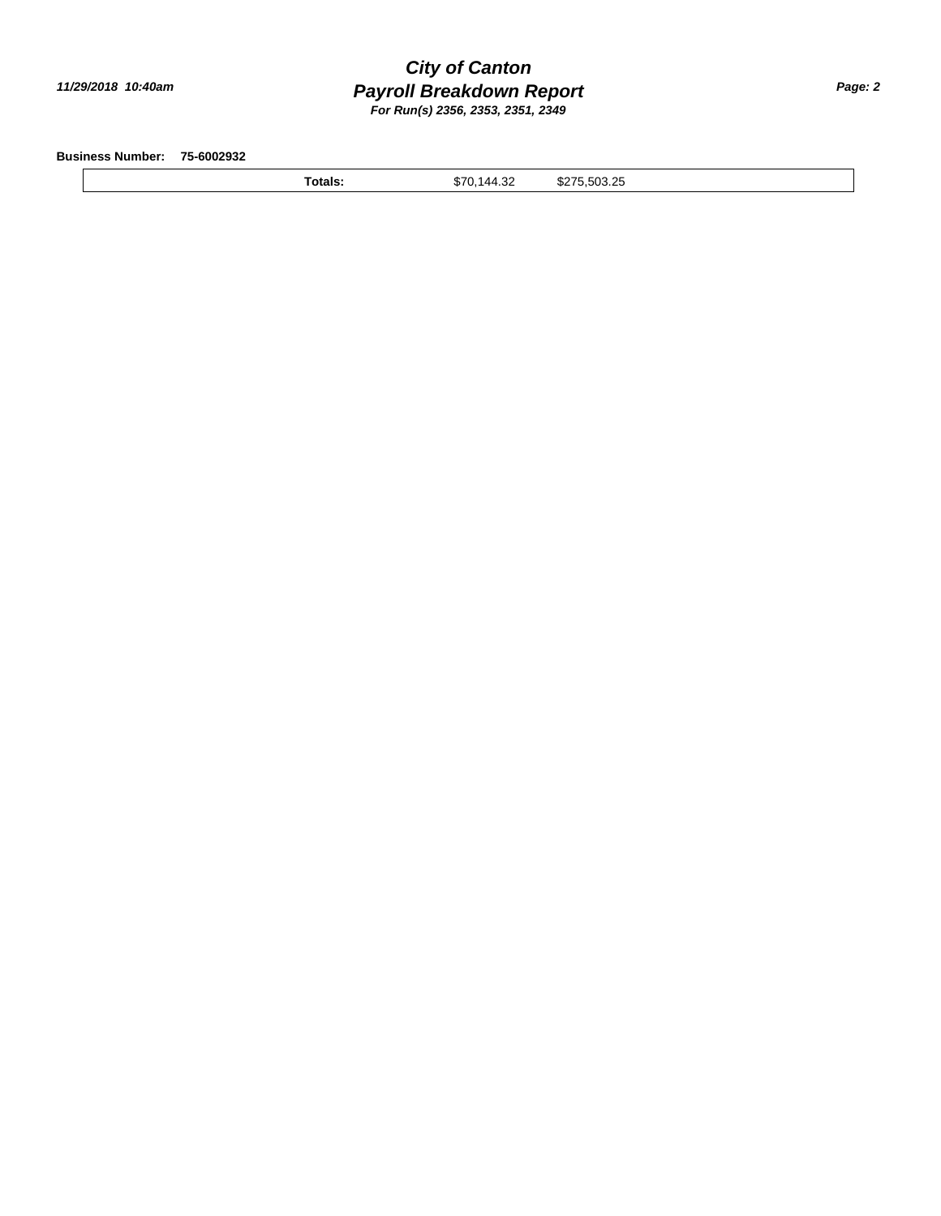**Business Number: 75-6002932**

| | | |
|---|---|---|
| **Totals:** | $70,144.32 | $275,503.25 |